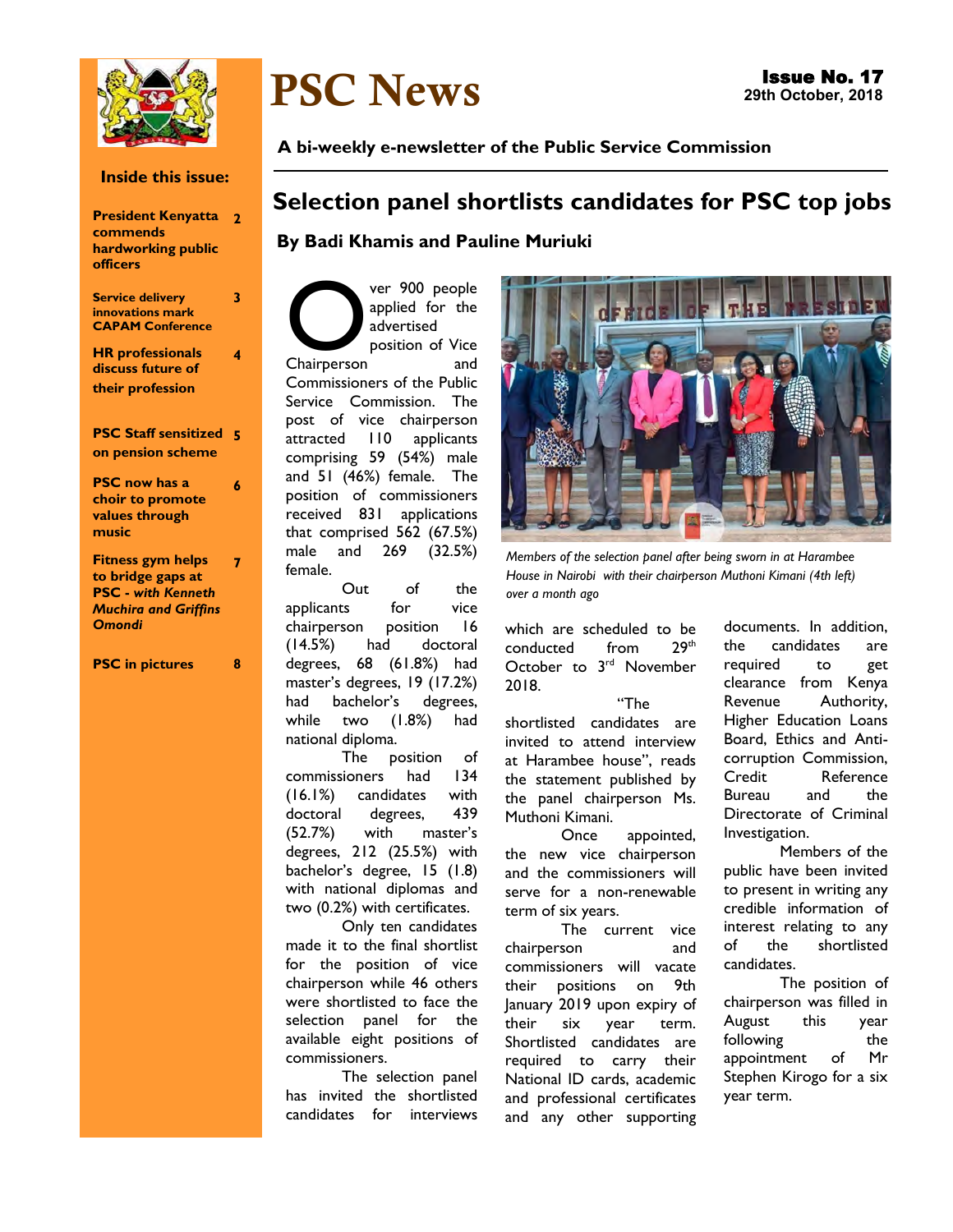# PSC News

**Issue No. 17**
**29th October, 2018**

**A bi-weekly e-newsletter of the Public Service Commission**

**Inside this issue:**

- **President Kenyatta commends hardworking public officers** — 2
- **Service delivery innovations mark CAPAM Conference** — 3
- **HR professionals discuss future of their profession** — 4
- **PSC Staff sensitized on pension scheme** — 5
- **PSC now has a choir to promote values through music** — 6
- **Fitness gym helps to bridge gaps at PSC - *with Kenneth Muchira and Griffins Omondi*** — 7
- **PSC in pictures** — 8

## Selection panel shortlists candidates for PSC top jobs

**By Badi Khamis and Pauline Muriuki**

Over 900 people applied for the advertised position of Vice Chairperson and Commissioners of the Public Service Commission. The post of vice chairperson attracted 110 applicants comprising 59 (54%) male and 51 (46%) female. The position of commissioners received 831 applications that comprised 562 (67.5%) male and 269 (32.5%) female.

Out of the applicants for vice chairperson position 16 (14.5%) had doctoral degrees, 68 (61.8%) had master's degrees, 19 (17.2%) had bachelor's degrees, while two (1.8%) had national diploma.

The position of commissioners had 134 (16.1%) candidates with doctoral degrees, 439 (52.7%) with master's degrees, 212 (25.5%) with bachelor's degree, 15 (1.8) with national diplomas and two (0.2%) with certificates.

Only ten candidates made it to the final shortlist for the position of vice chairperson while 46 others were shortlisted to face the selection panel for the available eight positions of commissioners.

The selection panel has invited the shortlisted candidates for interviews which are scheduled to be conducted from 29th October to 3rd November 2018.

*Members of the selection panel after being sworn in at Harambee House in Nairobi with their chairperson Muthoni Kimani (4th left) over a month ago*

"The shortlisted candidates are invited to attend interview at Harambee house", reads the statement published by the panel chairperson Ms. Muthoni Kimani.

Once appointed, the new vice chairperson and the commissioners will serve for a non-renewable term of six years.

The current vice chairperson and commissioners will vacate their positions on 9th January 2019 upon expiry of their six year term. Shortlisted candidates are required to carry their National ID cards, academic and professional certificates and any other supporting documents. In addition, the candidates are required to get clearance from Kenya Revenue Authority, Higher Education Loans Board, Ethics and Anti-corruption Commission, Credit Reference Bureau and the Directorate of Criminal Investigation.

Members of the public have been invited to present in writing any credible information of interest relating to any of the shortlisted candidates.

The position of chairperson was filled in August this year following the appointment of Mr Stephen Kirogo for a six year term.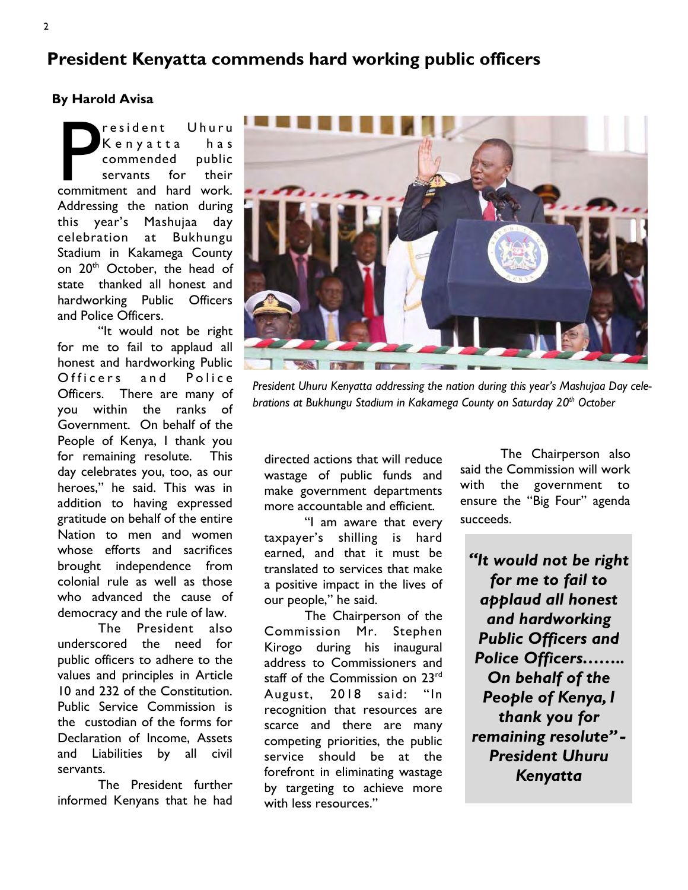# President Kenyatta commends hard working public officers

**By Harold Avisa**

President Uhuru Kenyatta has commended public servants for their commitment and hard work. Addressing the nation during this year's Mashujaa day celebration at Bukhungu Stadium in Kakamega County on 20th October, the head of state thanked all honest and hardworking Public Officers and Police Officers.

"It would not be right for me to fail to applaud all honest and hardworking Public Officers and Police Officers. There are many of you within the ranks of Government. On behalf of the People of Kenya, I thank you for remaining resolute. This day celebrates you, too, as our heroes," he said. This was in addition to having expressed gratitude on behalf of the entire Nation to men and women whose efforts and sacrifices brought independence from colonial rule as well as those who advanced the cause of democracy and the rule of law.

The President also underscored the need for public officers to adhere to the values and principles in Article 10 and 232 of the Constitution. Public Service Commission is the custodian of the forms for Declaration of Income, Assets and Liabilities by all civil servants.

The President further informed Kenyans that he had directed actions that will reduce wastage of public funds and make government departments more accountable and efficient.

"I am aware that every taxpayer's shilling is hard earned, and that it must be translated to services that make a positive impact in the lives of our people," he said.

*President Uhuru Kenyatta addressing the nation during this year's Mashujaa Day celebrations at Bukhungu Stadium in Kakamega County on Saturday 20th October*

The Chairperson of the Commission Mr. Stephen Kirogo during his inaugural address to Commissioners and staff of the Commission on 23rd August, 2018 said: "In recognition that resources are scarce and there are many competing priorities, the public service should be at the forefront in eliminating wastage by targeting to achieve more with less resources."

The Chairperson also said the Commission will work with the government to ensure the "Big Four" agenda succeeds.

> ***"It would not be right for me to fail to applaud all honest and hardworking Public Officers and Police Officers…….. On behalf of the People of Kenya, I thank you for remaining resolute" - President Uhuru Kenyatta***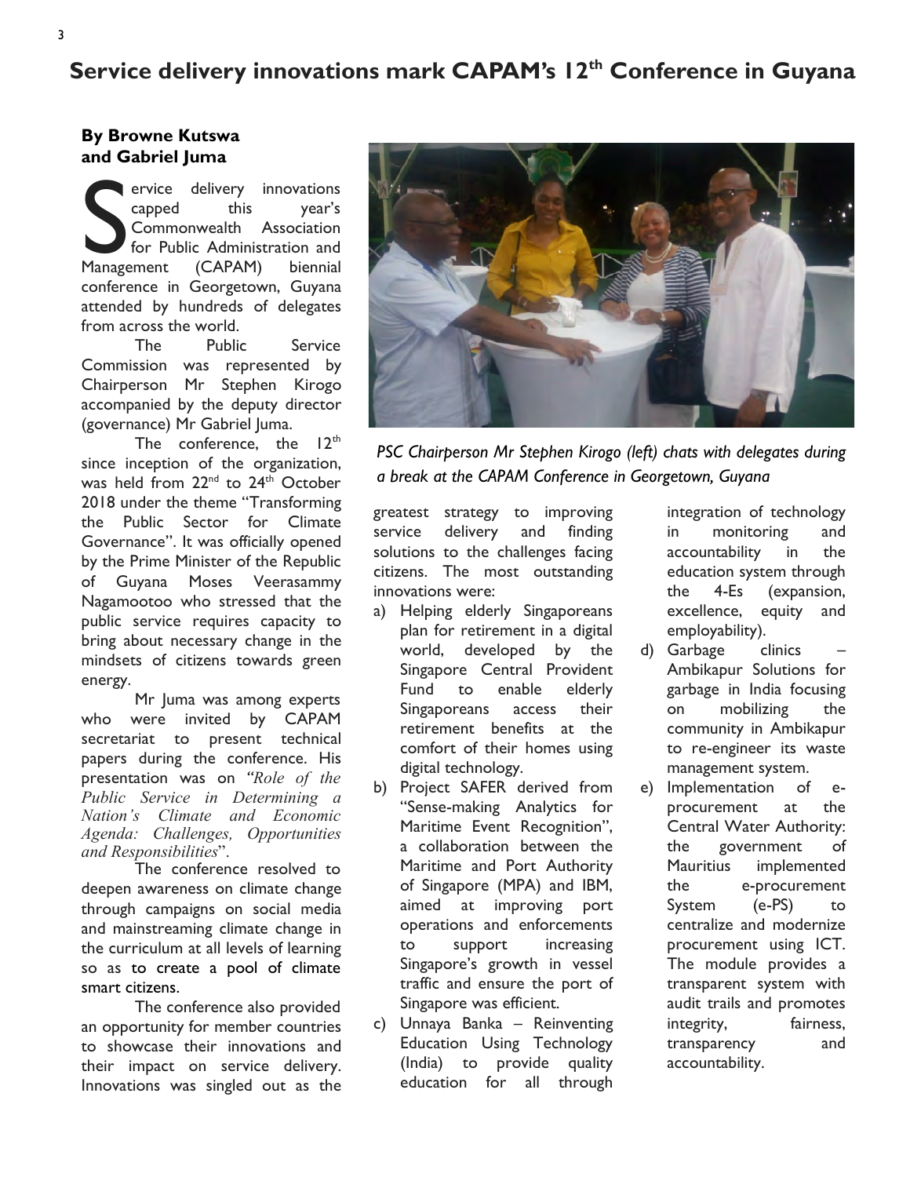# Service delivery innovations mark CAPAM's 12th Conference in Guyana

**By Browne Kutswa and Gabriel Juma**

Service delivery innovations capped this year's Commonwealth Association for Public Administration and Management (CAPAM) biennial conference in Georgetown, Guyana attended by hundreds of delegates from across the world.

The Public Service Commission was represented by Chairperson Mr Stephen Kirogo accompanied by the deputy director (governance) Mr Gabriel Juma.

The conference, the 12th since inception of the organization, was held from 22nd to 24th October 2018 under the theme "Transforming the Public Sector for Climate Governance". It was officially opened by the Prime Minister of the Republic of Guyana Moses Veerasammy Nagamootoo who stressed that the public service requires capacity to bring about necessary change in the mindsets of citizens towards green energy.

Mr Juma was among experts who were invited by CAPAM secretariat to present technical papers during the conference. His presentation was on *"Role of the Public Service in Determining a Nation's Climate and Economic Agenda: Challenges, Opportunities and Responsibilities*".

The conference resolved to deepen awareness on climate change through campaigns on social media and mainstreaming climate change in the curriculum at all levels of learning so as to create a pool of climate smart citizens.

The conference also provided an opportunity for member countries to showcase their innovations and their impact on service delivery. Innovations was singled out as the greatest strategy to improving service delivery and finding solutions to the challenges facing citizens. The most outstanding innovations were:

a) Helping elderly Singaporeans plan for retirement in a digital world, developed by the Singapore Central Provident Fund to enable elderly Singaporeans access their retirement benefits at the comfort of their homes using digital technology.

b) Project SAFER derived from "Sense-making Analytics for Maritime Event Recognition", a collaboration between the Maritime and Port Authority of Singapore (MPA) and IBM, aimed at improving port operations and enforcements to support increasing Singapore's growth in vessel traffic and ensure the port of Singapore was efficient.

c) Unnaya Banka – Reinventing Education Using Technology (India) to provide quality education for all through integration of technology in monitoring and accountability in the education system through the 4-Es (expansion, excellence, equity and employability).

d) Garbage clinics – Ambikapur Solutions for garbage in India focusing on mobilizing the community in Ambikapur to re-engineer its waste management system.

e) Implementation of e-procurement at the Central Water Authority: the government of Mauritius implemented the e-procurement System (e-PS) to centralize and modernize procurement using ICT. The module provides a transparent system with audit trails and promotes integrity, fairness, transparency and accountability.

*PSC Chairperson Mr Stephen Kirogo (left) chats with delegates during a break at the CAPAM Conference in Georgetown, Guyana*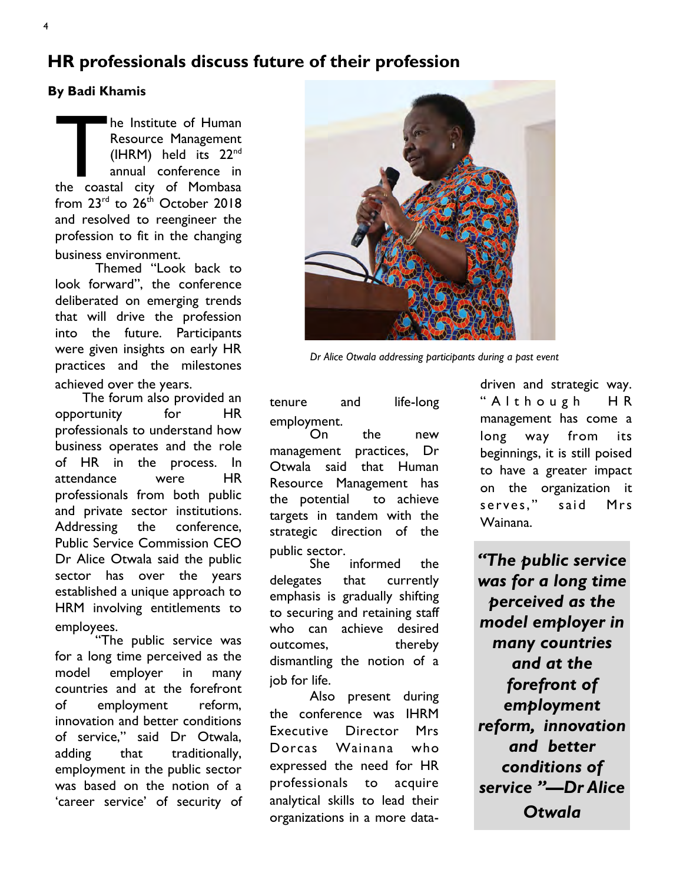# HR professionals discuss future of their profession

**By Badi Khamis**

The Institute of Human Resource Management (IHRM) held its 22nd annual conference in the coastal city of Mombasa from 23rd to 26th October 2018 and resolved to reengineer the profession to fit in the changing business environment.

Themed "Look back to look forward", the conference deliberated on emerging trends that will drive the profession into the future. Participants were given insights on early HR practices and the milestones achieved over the years.

The forum also provided an opportunity for HR professionals to understand how business operates and the role of HR in the process. In attendance were HR professionals from both public and private sector institutions. Addressing the conference, Public Service Commission CEO Dr Alice Otwala said the public sector has over the years established a unique approach to HRM involving entitlements to employees.

"The public service was for a long time perceived as the model employer in many countries and at the forefront of employment reform, innovation and better conditions of service," said Dr Otwala, adding that traditionally, employment in the public sector was based on the notion of a 'career service' of security of tenure and life-long employment.

*Dr Alice Otwala addressing participants during a past event*

On the new management practices, Dr Otwala said that Human Resource Management has the potential to achieve targets in tandem with the strategic direction of the public sector.

She informed the delegates that currently emphasis is gradually shifting to securing and retaining staff who can achieve desired outcomes, thereby dismantling the notion of a job for life.

Also present during the conference was IHRM Executive Director Mrs Dorcas Wainana who expressed the need for HR professionals to acquire analytical skills to lead their organizations in a more data-driven and strategic way. "Although HR management has come a long way from its beginnings, it is still poised to have a greater impact on the organization it serves," said Mrs Wainana.

> ***"The public service was for a long time perceived as the model employer in many countries and at the forefront of employment reform, innovation and better conditions of service "—Dr Alice Otwala***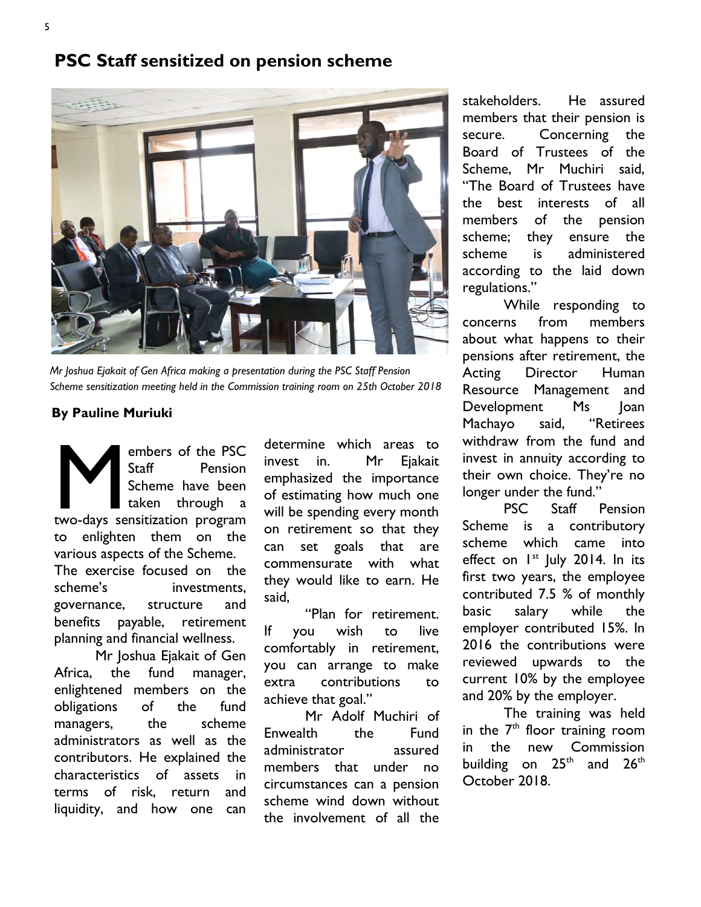## PSC Staff sensitized on pension scheme

*Mr Joshua Ejakait of Gen Africa making a presentation during the PSC Staff Pension Scheme sensitization meeting held in the Commission training room on 25th October 2018*

**By Pauline Muriuki**

Members of the PSC Staff Pension Scheme have been taken through a two-days sensitization program to enlighten them on the various aspects of the Scheme.

The exercise focused on the scheme's investments, governance, structure and benefits payable, retirement planning and financial wellness.

Mr Joshua Ejakait of Gen Africa, the fund manager, enlightened members on the obligations of the fund managers, the scheme administrators as well as the contributors. He explained the characteristics of assets in terms of risk, return and liquidity, and how one can determine which areas to invest in. Mr Ejakait emphasized the importance of estimating how much one will be spending every month on retirement so that they can set goals that are commensurate with what they would like to earn. He said,

"Plan for retirement. If you wish to live comfortably in retirement, you can arrange to make extra contributions to achieve that goal."

Mr Adolf Muchiri of Enwealth the Fund administrator assured members that under no circumstances can a pension scheme wind down without the involvement of all the stakeholders. He assured members that their pension is secure. Concerning the Board of Trustees of the Scheme, Mr Muchiri said, "The Board of Trustees have the best interests of all members of the pension scheme; they ensure the scheme is administered according to the laid down regulations."

While responding to concerns from members about what happens to their pensions after retirement, the Acting Director Human Resource Management and Development Ms Joan Machayo said, "Retirees withdraw from the fund and invest in annuity according to their own choice. They're no longer under the fund."

PSC Staff Pension Scheme is a contributory scheme which came into effect on 1st July 2014. In its first two years, the employee contributed 7.5 % of monthly basic salary while the employer contributed 15%. In 2016 the contributions were reviewed upwards to the current 10% by the employee and 20% by the employer.

The training was held in the 7th floor training room in the new Commission building on 25th and 26th October 2018.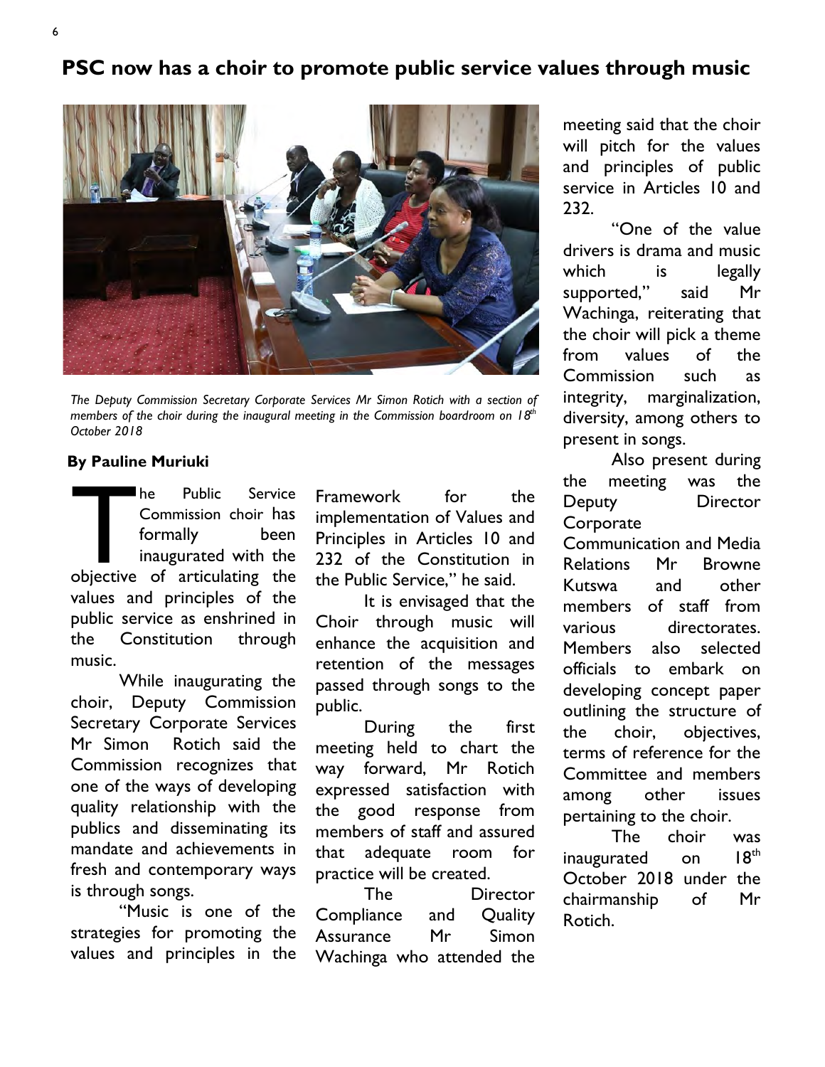# PSC now has a choir to promote public service values through music

*The Deputy Commission Secretary Corporate Services Mr Simon Rotich with a section of members of the choir during the inaugural meeting in the Commission boardroom on 18th October 2018*

**By Pauline Muriuki**

The Public Service Commission choir has formally been inaugurated with the objective of articulating the values and principles of the public service as enshrined in the Constitution through music.

While inaugurating the choir, Deputy Commission Secretary Corporate Services Mr Simon Rotich said the Commission recognizes that one of the ways of developing quality relationship with the publics and disseminating its mandate and achievements in fresh and contemporary ways is through songs.

"Music is one of the strategies for promoting the values and principles in the Framework for the implementation of Values and Principles in Articles 10 and 232 of the Constitution in the Public Service," he said.

It is envisaged that the Choir through music will enhance the acquisition and retention of the messages passed through songs to the public.

During the first meeting held to chart the way forward, Mr Rotich expressed satisfaction with the good response from members of staff and assured that adequate room for practice will be created.

The Director Compliance and Quality Assurance Mr Simon Wachinga who attended the meeting said that the choir will pitch for the values and principles of public service in Articles 10 and 232.

"One of the value drivers is drama and music which is legally supported," said Mr Wachinga, reiterating that the choir will pick a theme from values of the Commission such as integrity, marginalization, diversity, among others to present in songs.

Also present during the meeting was the Deputy Director Corporate Communication and Media Relations Mr Browne Kutswa and other members of staff from various directorates. Members also selected officials to embark on developing concept paper outlining the structure of the choir, objectives, terms of reference for the Committee and members among other issues pertaining to the choir.

The choir was inaugurated on 18th October 2018 under the chairmanship of Mr Rotich.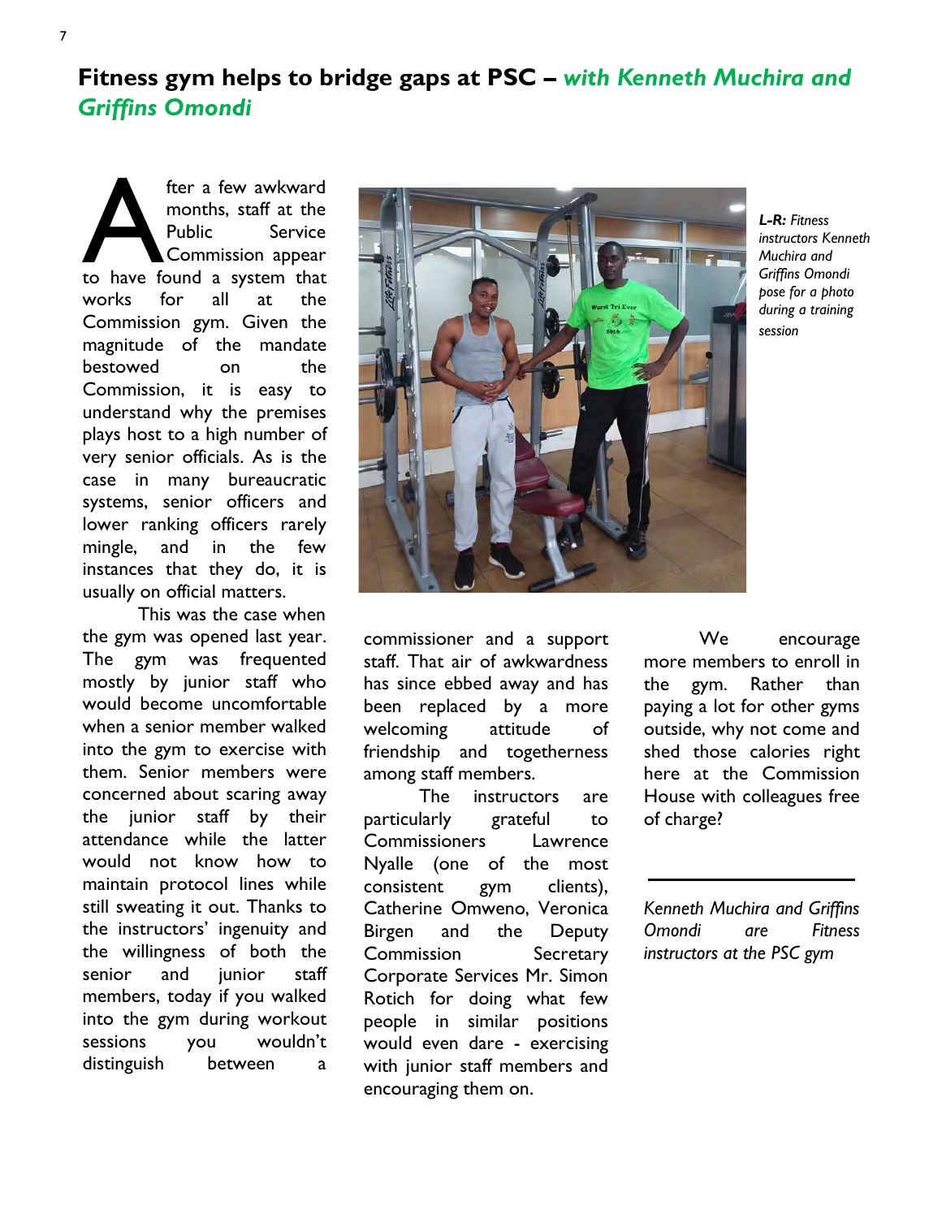# Fitness gym helps to bridge gaps at PSC – *with Kenneth Muchira and Griffins Omondi*

After a few awkward months, staff at the Public Service Commission appear to have found a system that works for all at the Commission gym. Given the magnitude of the mandate bestowed on the Commission, it is easy to understand why the premises plays host to a high number of very senior officials. As is the case in many bureaucratic systems, senior officers and lower ranking officers rarely mingle, and in the few instances that they do, it is usually on official matters.

This was the case when the gym was opened last year. The gym was frequented mostly by junior staff who would become uncomfortable when a senior member walked into the gym to exercise with them. Senior members were concerned about scaring away the junior staff by their attendance while the latter would not know how to maintain protocol lines while still sweating it out. Thanks to the instructors' ingenuity and the willingness of both the senior and junior staff members, today if you walked into the gym during workout sessions you wouldn't distinguish between a commissioner and a support staff. That air of awkwardness has since ebbed away and has been replaced by a more welcoming attitude of friendship and togetherness among staff members.

*L-R: Fitness instructors Kenneth Muchira and Griffins Omondi pose for a photo during a training session*

The instructors are particularly grateful to Commissioners Lawrence Nyalle (one of the most consistent gym clients), Catherine Omweno, Veronica Birgen and the Deputy Commission Secretary Corporate Services Mr. Simon Rotich for doing what few people in similar positions would even dare - exercising with junior staff members and encouraging them on.

We encourage more members to enroll in the gym. Rather than paying a lot for other gyms outside, why not come and shed those calories right here at the Commission House with colleagues free of charge?

---

*Kenneth Muchira and Griffins Omondi are Fitness instructors at the PSC gym*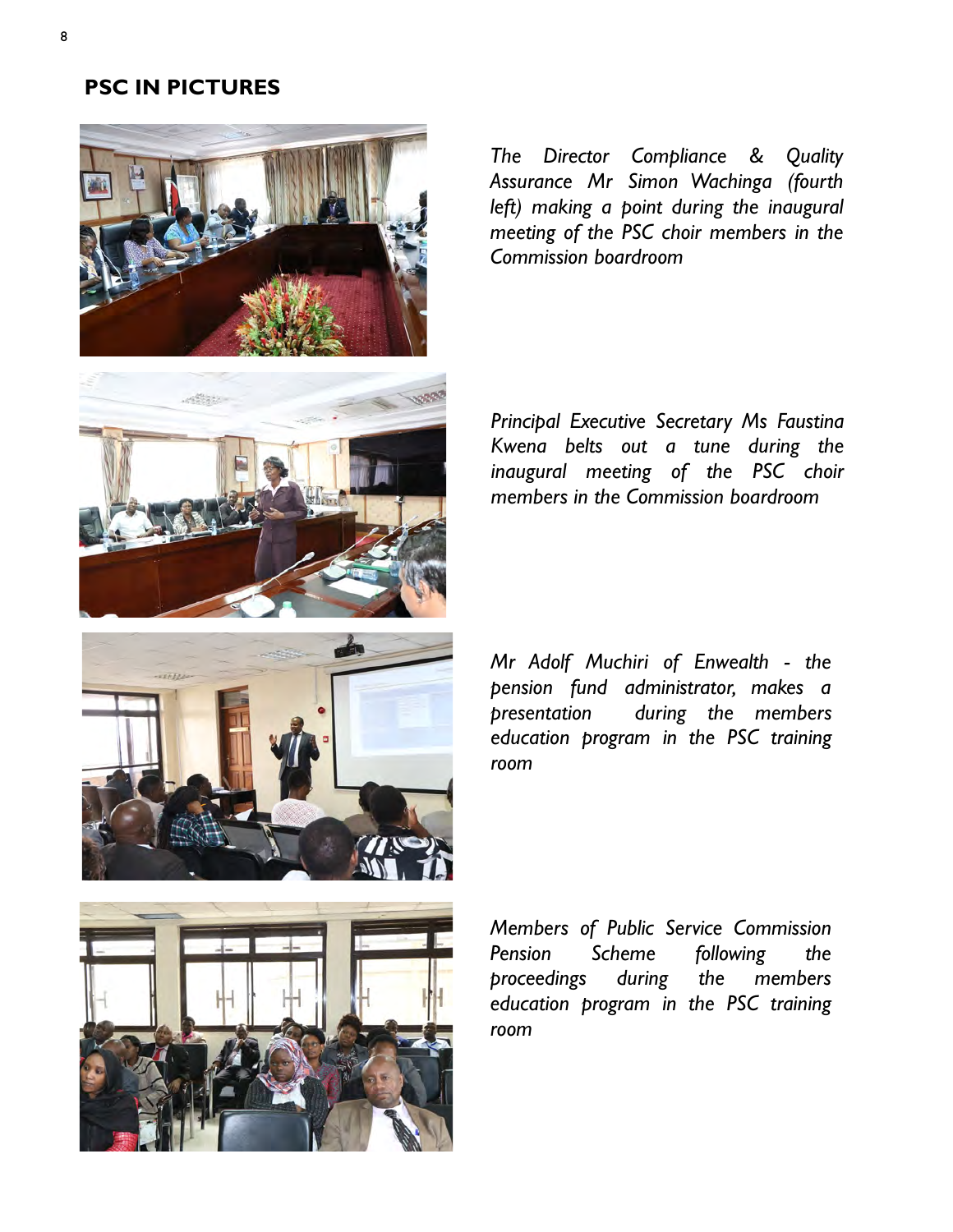## PSC IN PICTURES

*The Director Compliance & Quality Assurance Mr Simon Wachinga (fourth left) making a point during the inaugural meeting of the PSC choir members in the Commission boardroom*

*Principal Executive Secretary Ms Faustina Kwena belts out a tune during the inaugural meeting of the PSC choir members in the Commission boardroom*

*Mr Adolf Muchiri of Enwealth - the pension fund administrator, makes a presentation during the members education program in the PSC training room*

*Members of Public Service Commission Pension Scheme following the proceedings during the members education program in the PSC training room*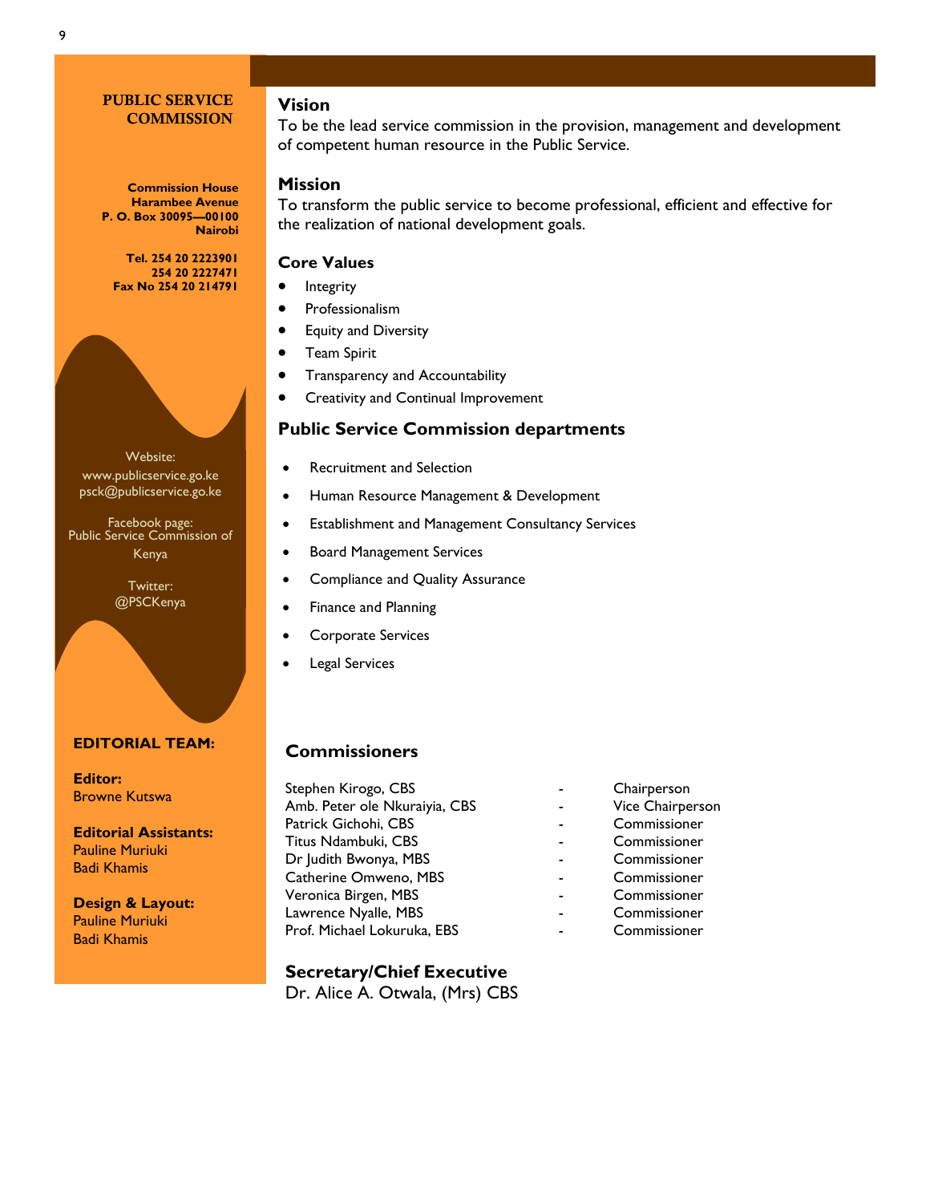**PUBLIC SERVICE COMMISSION**

**Commission House**
**Harambee Avenue**
**P. O. Box 30095—00100**
**Nairobi**

**Tel. 254 20 2223901**
**254 20 2227471**
**Fax No 254 20 214791**

Website:
www.publicservice.go.ke
psck@publicservice.go.ke

Facebook page:
Public Service Commission of Kenya

Twitter:
@PSCKenya

**EDITORIAL TEAM:**

**Editor:**
Browne Kutswa

**Editorial Assistants:**
Pauline Muriuki
Badi Khamis

**Design & Layout:**
Pauline Muriuki
Badi Khamis

## Vision

To be the lead service commission in the provision, management and development of competent human resource in the Public Service.

## Mission

To transform the public service to become professional, efficient and effective for the realization of national development goals.

## Core Values

- Integrity
- Professionalism
- Equity and Diversity
- Team Spirit
- Transparency and Accountability
- Creativity and Continual Improvement

## Public Service Commission departments

- Recruitment and Selection
- Human Resource Management & Development
- Establishment and Management Consultancy Services
- Board Management Services
- Compliance and Quality Assurance
- Finance and Planning
- Corporate Services
- Legal Services

## Commissioners

| | | |
|---|---|---|
| Stephen Kirogo, CBS | - | Chairperson |
| Amb. Peter ole Nkuraiyia, CBS | - | Vice Chairperson |
| Patrick Gichohi, CBS | - | Commissioner |
| Titus Ndambuki, CBS | - | Commissioner |
| Dr Judith Bwonya, MBS | - | Commissioner |
| Catherine Omweno, MBS | - | Commissioner |
| Veronica Birgen, MBS | - | Commissioner |
| Lawrence Nyalle, MBS | - | Commissioner |
| Prof. Michael Lokuruka, EBS | - | Commissioner |

## Secretary/Chief Executive

Dr. Alice A. Otwala, (Mrs) CBS